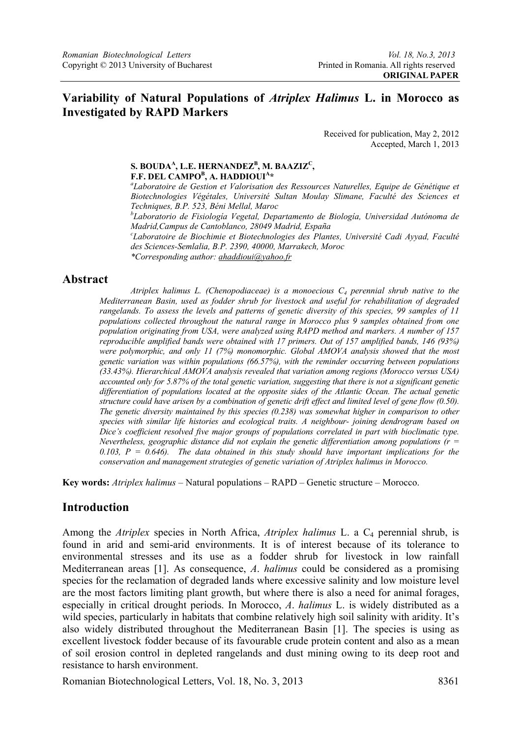**ORIGINAL PAPER**

# Variability of Natural Populations of *Atriplex Halimus* L. in Morocco as Investigated by RAPD Markers

Received for publication, May 2, 2012
Accepted, March 1, 2013

**S. BOUDA[A], L.E. HERNANDEZ[B], M. BAAZIZ[C], F.F. DEL CAMPO[B], A. HADDIOUI[A]\***

[a] *Laboratoire de Gestion et Valorisation des Ressources Naturelles, Equipe de Génétique et Biotechnologies Végétales, Université Sultan Moulay Slimane, Faculté des Sciences et Techniques, B.P. 523, Béni Mellal, Maroc*
[b] *Laboratorio de Fisiología Vegetal, Departamento de Biología, Universidad Autónoma de Madrid,Campus de Cantoblanco, 28049 Madrid, España*
[c] *Laboratoire de Biochimie et Biotechnologies des Plantes, Université Cadi Ayyad, Faculté des Sciences-Semlalia, B.P. 2390, 40000, Marrakech, Moroc*
*\*Corresponding author: ahaddioui@yahoo.fr*

## Abstract

*Atriplex halimus L. (Chenopodiaceae) is a monoecious $C_4$ perennial shrub native to the Mediterranean Basin, used as fodder shrub for livestock and useful for rehabilitation of degraded rangelands. To assess the levels and patterns of genetic diversity of this species, 99 samples of 11 populations collected throughout the natural range in Morocco plus 9 samples obtained from one population originating from USA, were analyzed using RAPD method and markers. A number of 157 reproducible amplified bands were obtained with 17 primers. Out of 157 amplified bands, 146 (93%) were polymorphic, and only 11 (7%) monomorphic. Global AMOVA analysis showed that the most genetic variation was within populations (66.57%), with the reminder occurring between populations (33.43%). Hierarchical AMOVA analysis revealed that variation among regions (Morocco versus USA) accounted only for 5.87% of the total genetic variation, suggesting that there is not a significant genetic differentiation of populations located at the opposite sides of the Atlantic Ocean. The actual genetic structure could have arisen by a combination of genetic drift effect and limited level of gene flow (0.50). The genetic diversity maintained by this species (0.238) was somewhat higher in comparison to other species with similar life histories and ecological traits. A neighbour- joining dendrogram based on Dice's coefficient resolved five major groups of populations correlated in part with bioclimatic type. Nevertheless, geographic distance did not explain the genetic differentiation among populations (r = 0.103, P = 0.646). The data obtained in this study should have important implications for the conservation and management strategies of genetic variation of Atriplex halimus in Morocco.*

**Key words:** *Atriplex halimus* – Natural populations – RAPD – Genetic structure – Morocco.

## Introduction

Among the *Atriplex* species in North Africa, *Atriplex halimus* L. a $C_4$ perennial shrub, is found in arid and semi-arid environments. It is of interest because of its tolerance to environmental stresses and its use as a fodder shrub for livestock in low rainfall Mediterranean areas [1]. As consequence, *A. halimus* could be considered as a promising species for the reclamation of degraded lands where excessive salinity and low moisture level are the most factors limiting plant growth, but where there is also a need for animal forages, especially in critical drought periods. In Morocco, *A. halimus* L. is widely distributed as a wild species, particularly in habitats that combine relatively high soil salinity with aridity. It's also widely distributed throughout the Mediterranean Basin [1]. The species is using as excellent livestock fodder because of its favourable crude protein content and also as a mean of soil erosion control in depleted rangelands and dust mining owing to its deep root and resistance to harsh environment.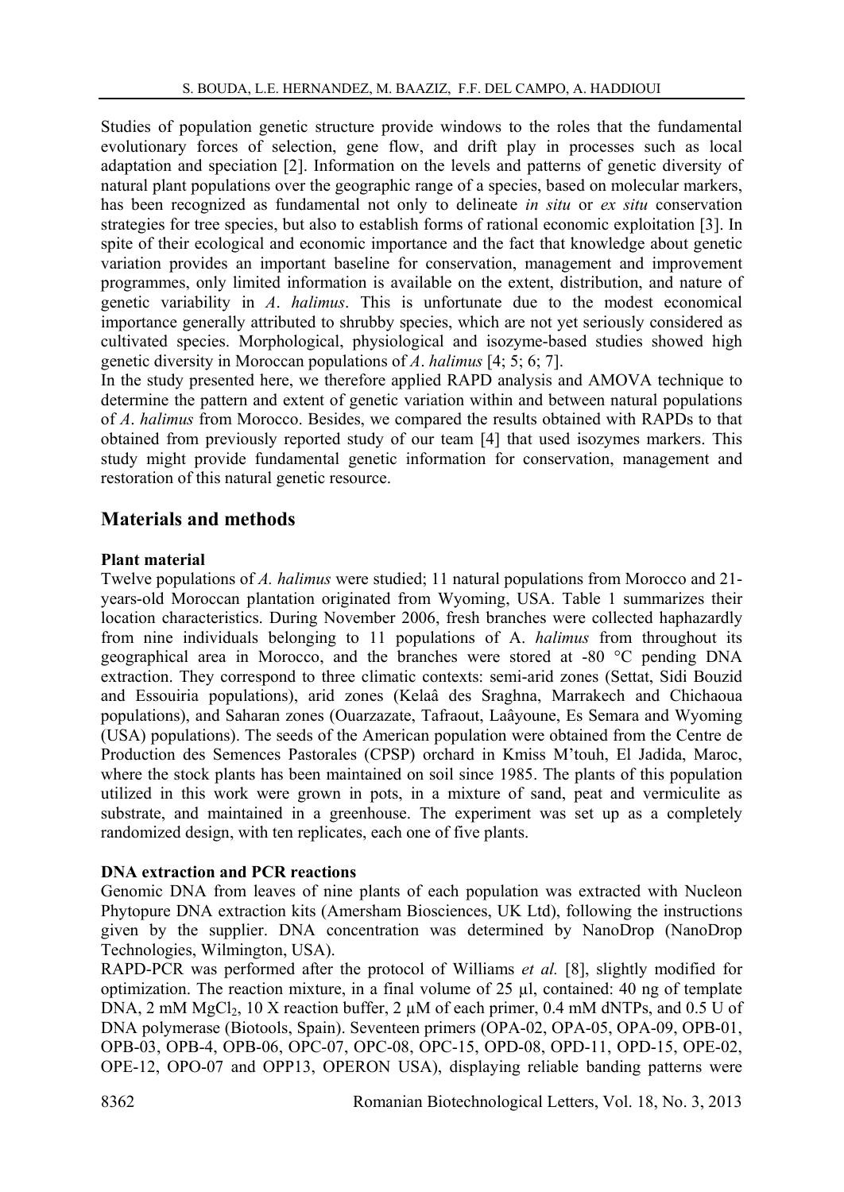Studies of population genetic structure provide windows to the roles that the fundamental evolutionary forces of selection, gene flow, and drift play in processes such as local adaptation and speciation [2]. Information on the levels and patterns of genetic diversity of natural plant populations over the geographic range of a species, based on molecular markers, has been recognized as fundamental not only to delineate *in situ* or *ex situ* conservation strategies for tree species, but also to establish forms of rational economic exploitation [3]. In spite of their ecological and economic importance and the fact that knowledge about genetic variation provides an important baseline for conservation, management and improvement programmes, only limited information is available on the extent, distribution, and nature of genetic variability in *A*. *halimus*. This is unfortunate due to the modest economical importance generally attributed to shrubby species, which are not yet seriously considered as cultivated species. Morphological, physiological and isozyme-based studies showed high genetic diversity in Moroccan populations of *A*. *halimus* [4; 5; 6; 7].

In the study presented here, we therefore applied RAPD analysis and AMOVA technique to determine the pattern and extent of genetic variation within and between natural populations of *A*. *halimus* from Morocco. Besides, we compared the results obtained with RAPDs to that obtained from previously reported study of our team [4] that used isozymes markers. This study might provide fundamental genetic information for conservation, management and restoration of this natural genetic resource.

## Materials and methods

**Plant material**

Twelve populations of *A. halimus* were studied; 11 natural populations from Morocco and 21-years-old Moroccan plantation originated from Wyoming, USA. Table 1 summarizes their location characteristics. During November 2006, fresh branches were collected haphazardly from nine individuals belonging to 11 populations of A. *halimus* from throughout its geographical area in Morocco, and the branches were stored at -80 °C pending DNA extraction. They correspond to three climatic contexts: semi-arid zones (Settat, Sidi Bouzid and Essouiria populations), arid zones (Kelaâ des Sraghna, Marrakech and Chichaoua populations), and Saharan zones (Ouarzazate, Tafraout, Laâyoune, Es Semara and Wyoming (USA) populations). The seeds of the American population were obtained from the Centre de Production des Semences Pastorales (CPSP) orchard in Kmiss M'touh, El Jadida, Maroc, where the stock plants has been maintained on soil since 1985. The plants of this population utilized in this work were grown in pots, in a mixture of sand, peat and vermiculite as substrate, and maintained in a greenhouse. The experiment was set up as a completely randomized design, with ten replicates, each one of five plants.

**DNA extraction and PCR reactions**

Genomic DNA from leaves of nine plants of each population was extracted with Nucleon Phytopure DNA extraction kits (Amersham Biosciences, UK Ltd), following the instructions given by the supplier. DNA concentration was determined by NanoDrop (NanoDrop Technologies, Wilmington, USA).

RAPD-PCR was performed after the protocol of Williams *et al.* [8], slightly modified for optimization. The reaction mixture, in a final volume of 25 µl, contained: 40 ng of template DNA, 2 mM $MgCl_2$, 10 X reaction buffer, 2 µM of each primer, 0.4 mM dNTPs, and 0.5 U of DNA polymerase (Biotools, Spain). Seventeen primers (OPA-02, OPA-05, OPA-09, OPB-01, OPB-03, OPB-4, OPB-06, OPC-07, OPC-08, OPC-15, OPD-08, OPD-11, OPD-15, OPE-02, OPE-12, OPO-07 and OPP13, OPERON USA), displaying reliable banding patterns were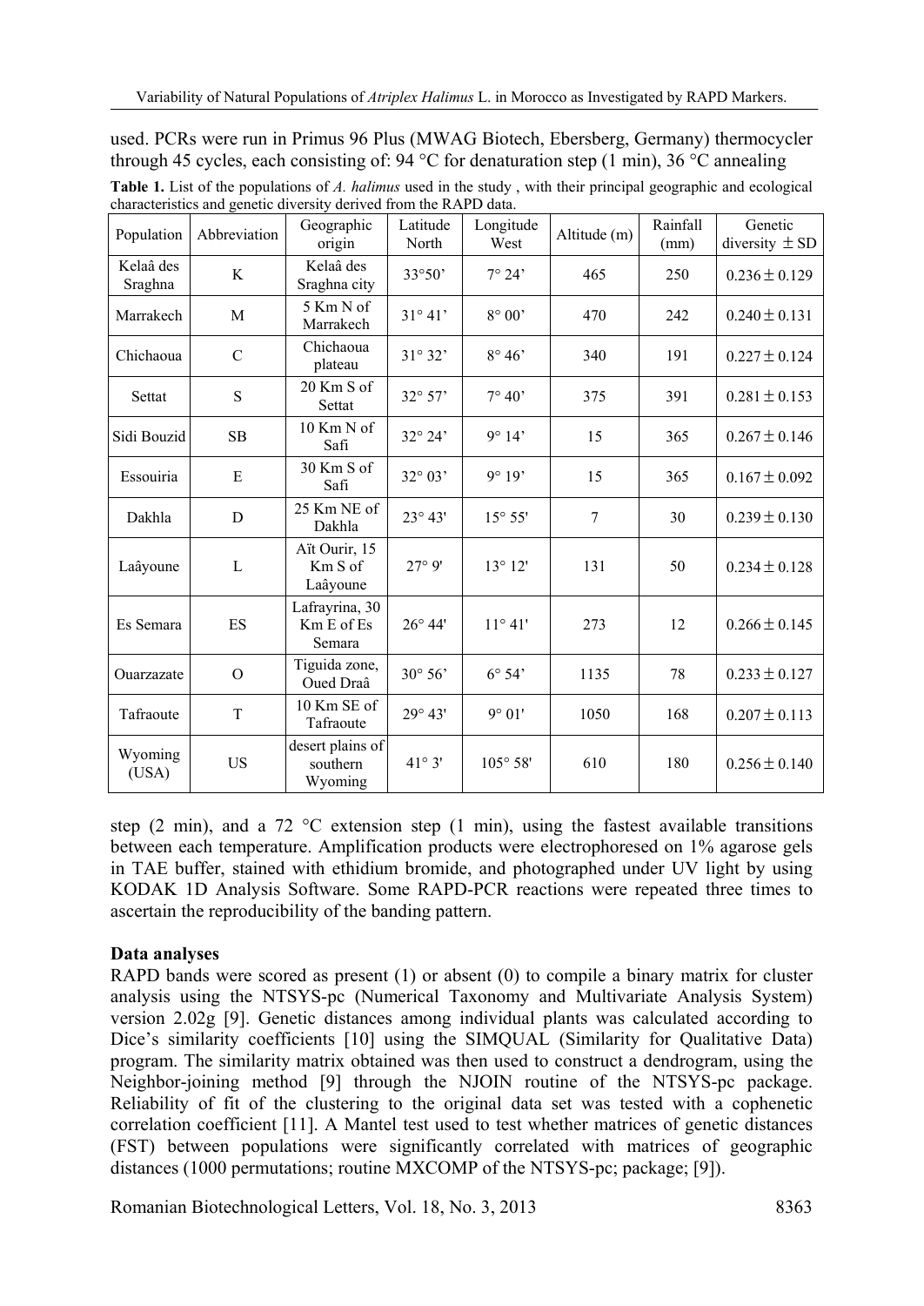used. PCRs were run in Primus 96 Plus (MWAG Biotech, Ebersberg, Germany) thermocycler through 45 cycles, each consisting of: 94 °C for denaturation step (1 min), 36 °C annealing

**Table 1.** List of the populations of *A. halimus* used in the study , with their principal geographic and ecological characteristics and genetic diversity derived from the RAPD data.

| Population | Abbreviation | Geographic origin | Latitude North | Longitude West | Altitude (m) | Rainfall (mm) | Genetic diversity ± SD |
|---|---|---|---|---|---|---|---|
| Kelaâ des Sraghna | K | Kelaâ des Sraghna city | 33°50' | 7° 24' | 465 | 250 | 0.236 ± 0.129 |
| Marrakech | M | 5 Km N of Marrakech | 31° 41' | 8° 00' | 470 | 242 | 0.240 ± 0.131 |
| Chichaoua | C | Chichaoua plateau | 31° 32' | 8° 46' | 340 | 191 | 0.227 ± 0.124 |
| Settat | S | 20 Km S of Settat | 32° 57' | 7° 40' | 375 | 391 | 0.281 ± 0.153 |
| Sidi Bouzid | SB | 10 Km N of Safi | 32° 24' | 9° 14' | 15 | 365 | 0.267 ± 0.146 |
| Essouiria | E | 30 Km S of Safi | 32° 03' | 9° 19' | 15 | 365 | 0.167 ± 0.092 |
| Dakhla | D | 25 Km NE of Dakhla | 23° 43' | 15° 55' | 7 | 30 | 0.239 ± 0.130 |
| Laâyoune | L | Aït Ourir, 15 Km S of Laâyoune | 27° 9' | 13° 12' | 131 | 50 | 0.234 ± 0.128 |
| Es Semara | ES | Lafrayrina, 30 Km E of Es Semara | 26° 44' | 11° 41' | 273 | 12 | 0.266 ± 0.145 |
| Ouarzazate | O | Tiguida zone, Oued Draâ | 30° 56' | 6° 54' | 1135 | 78 | 0.233 ± 0.127 |
| Tafraoute | T | 10 Km SE of Tafraoute | 29° 43' | 9° 01' | 1050 | 168 | 0.207 ± 0.113 |
| Wyoming (USA) | US | desert plains of southern Wyoming | 41° 3' | 105° 58' | 610 | 180 | 0.256 ± 0.140 |

step (2 min), and a 72 °C extension step (1 min), using the fastest available transitions between each temperature. Amplification products were electrophoresed on 1% agarose gels in TAE buffer, stained with ethidium bromide, and photographed under UV light by using KODAK 1D Analysis Software. Some RAPD-PCR reactions were repeated three times to ascertain the reproducibility of the banding pattern.

**Data analyses**

RAPD bands were scored as present (1) or absent (0) to compile a binary matrix for cluster analysis using the NTSYS-pc (Numerical Taxonomy and Multivariate Analysis System) version 2.02g [9]. Genetic distances among individual plants was calculated according to Dice's similarity coefficients [10] using the SIMQUAL (Similarity for Qualitative Data) program. The similarity matrix obtained was then used to construct a dendrogram, using the Neighbor-joining method [9] through the NJOIN routine of the NTSYS-pc package. Reliability of fit of the clustering to the original data set was tested with a cophenetic correlation coefficient [11]. A Mantel test used to test whether matrices of genetic distances (FST) between populations were significantly correlated with matrices of geographic distances (1000 permutations; routine MXCOMP of the NTSYS-pc; package; [9]).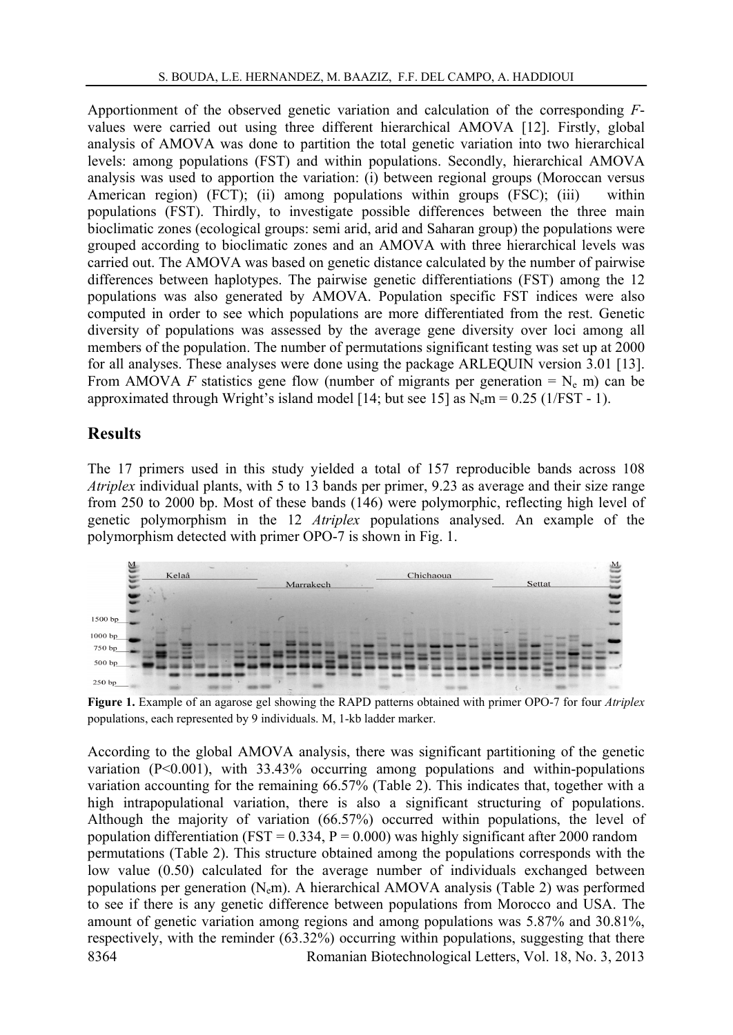Apportionment of the observed genetic variation and calculation of the corresponding *F*-values were carried out using three different hierarchical AMOVA [12]. Firstly, global analysis of AMOVA was done to partition the total genetic variation into two hierarchical levels: among populations (FST) and within populations. Secondly, hierarchical AMOVA analysis was used to apportion the variation: (i) between regional groups (Moroccan versus American region) (FCT); (ii) among populations within groups (FSC); (iii) within populations (FST). Thirdly, to investigate possible differences between the three main bioclimatic zones (ecological groups: semi arid, arid and Saharan group) the populations were grouped according to bioclimatic zones and an AMOVA with three hierarchical levels was carried out. The AMOVA was based on genetic distance calculated by the number of pairwise differences between haplotypes. The pairwise genetic differentiations (FST) among the 12 populations was also generated by AMOVA. Population specific FST indices were also computed in order to see which populations are more differentiated from the rest. Genetic diversity of populations was assessed by the average gene diversity over loci among all members of the population. The number of permutations significant testing was set up at 2000 for all analyses. These analyses were done using the package ARLEQUIN version 3.01 [13]. From AMOVA *F* statistics gene flow (number of migrants per generation = $N_e$ m) can be approximated through Wright's island model [14; but see 15] as $N_e m = 0.25\ (1/FST - 1)$.

## Results

The 17 primers used in this study yielded a total of 157 reproducible bands across 108 *Atriplex* individual plants, with 5 to 13 bands per primer, 9.23 as average and their size range from 250 to 2000 bp. Most of these bands (146) were polymorphic, reflecting high level of genetic polymorphism in the 12 *Atriplex* populations analysed. An example of the polymorphism detected with primer OPO-7 is shown in Fig. 1.

**Figure 1.** Example of an agarose gel showing the RAPD patterns obtained with primer OPO-7 for four *Atriplex* populations, each represented by 9 individuals. M, 1-kb ladder marker.

According to the global AMOVA analysis, there was significant partitioning of the genetic variation (P<0.001), with 33.43% occurring among populations and within-populations variation accounting for the remaining 66.57% (Table 2). This indicates that, together with a high intrapopulational variation, there is also a significant structuring of populations. Although the majority of variation (66.57%) occurred within populations, the level of population differentiation (FST = 0.334, P = 0.000) was highly significant after 2000 random permutations (Table 2). This structure obtained among the populations corresponds with the low value (0.50) calculated for the average number of individuals exchanged between populations per generation ($N_e$m). A hierarchical AMOVA analysis (Table 2) was performed to see if there is any genetic difference between populations from Morocco and USA. The amount of genetic variation among regions and among populations was 5.87% and 30.81%, respectively, with the reminder (63.32%) occurring within populations, suggesting that there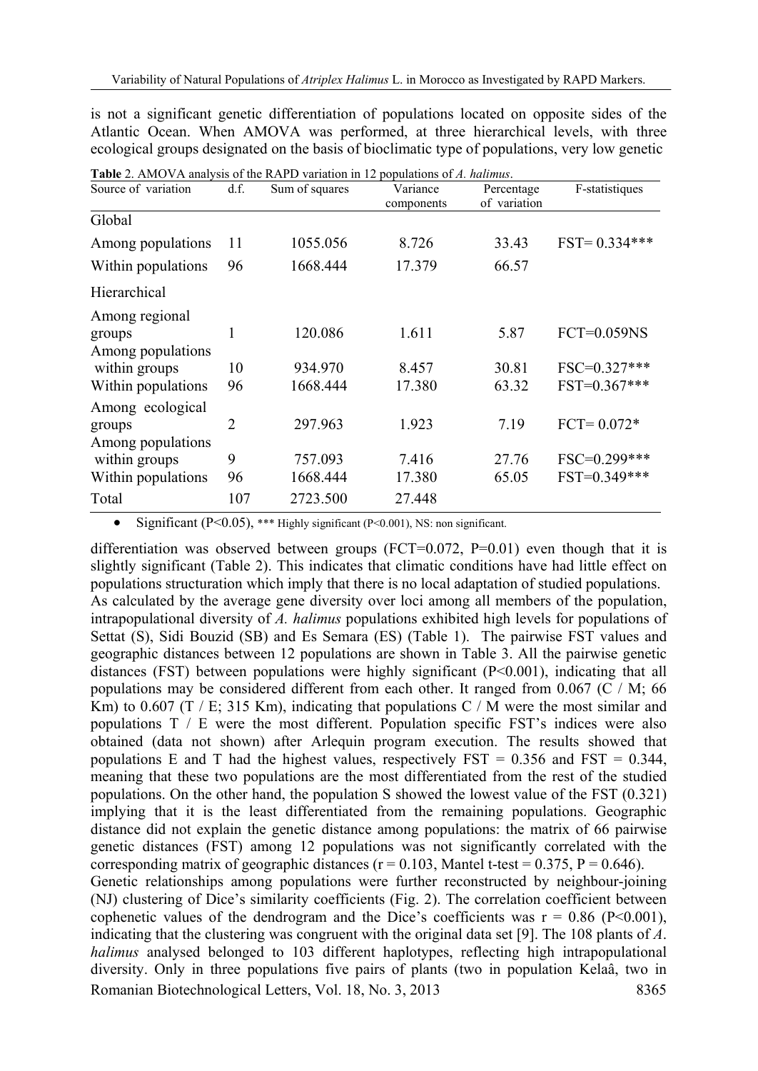is not a significant genetic differentiation of populations located on opposite sides of the Atlantic Ocean. When AMOVA was performed, at three hierarchical levels, with three ecological groups designated on the basis of bioclimatic type of populations, very low genetic

**Table** 2. AMOVA analysis of the RAPD variation in 12 populations of *A. halimus*.

| Source of variation | d.f. | Sum of squares | Variance components | Percentage of variation | F-statistiques |
|---|---|---|---|---|---|
| Global | | | | | |
| Among populations | 11 | 1055.056 | 8.726 | 33.43 | FST= 0.334*** |
| Within populations | 96 | 1668.444 | 17.379 | 66.57 | |
| Hierarchical | | | | | |
| Among regional groups | 1 | 120.086 | 1.611 | 5.87 | FCT=0.059NS |
| Among populations within groups | 10 | 934.970 | 8.457 | 30.81 | FSC=0.327*** |
| Within populations | 96 | 1668.444 | 17.380 | 63.32 | FST=0.367*** |
| Among ecological groups | 2 | 297.963 | 1.923 | 7.19 | FCT= 0.072* |
| Among populations within groups | 9 | 757.093 | 7.416 | 27.76 | FSC=0.299*** |
| Within populations | 96 | 1668.444 | 17.380 | 65.05 | FST=0.349*** |
| Total | 107 | 2723.500 | 27.448 | | |

- Significant ($P<0.05$), *** Highly significant ($P<0.001$), NS: non significant.

differentiation was observed between groups (FCT=0.072, P=0.01) even though that it is slightly significant (Table 2). This indicates that climatic conditions have had little effect on populations structuration which imply that there is no local adaptation of studied populations. As calculated by the average gene diversity over loci among all members of the population, intrapopulational diversity of *A. halimus* populations exhibited high levels for populations of Settat (S), Sidi Bouzid (SB) and Es Semara (ES) (Table 1). The pairwise FST values and geographic distances between 12 populations are shown in Table 3. All the pairwise genetic distances (FST) between populations were highly significant ($P<0.001$), indicating that all populations may be considered different from each other. It ranged from 0.067 (C / M; 66 Km) to 0.607 (T / E; 315 Km), indicating that populations C / M were the most similar and populations T / E were the most different. Population specific FST's indices were also obtained (data not shown) after Arlequin program execution. The results showed that populations E and T had the highest values, respectively FST = 0.356 and FST = 0.344, meaning that these two populations are the most differentiated from the rest of the studied populations. On the other hand, the population S showed the lowest value of the FST (0.321) implying that it is the least differentiated from the remaining populations. Geographic distance did not explain the genetic distance among populations: the matrix of 66 pairwise genetic distances (FST) among 12 populations was not significantly correlated with the corresponding matrix of geographic distances ($r = 0.103$, Mantel t-test = 0.375, $P = 0.646$).
Genetic relationships among populations were further reconstructed by neighbour-joining (NJ) clustering of Dice's similarity coefficients (Fig. 2). The correlation coefficient between cophenetic values of the dendrogram and the Dice's coefficients was $r = 0.86$ ($P<0.001$), indicating that the clustering was congruent with the original data set [9]. The 108 plants of *A. halimus* analysed belonged to 103 different haplotypes, reflecting high intrapopulational diversity. Only in three populations five pairs of plants (two in population Kelaâ, two in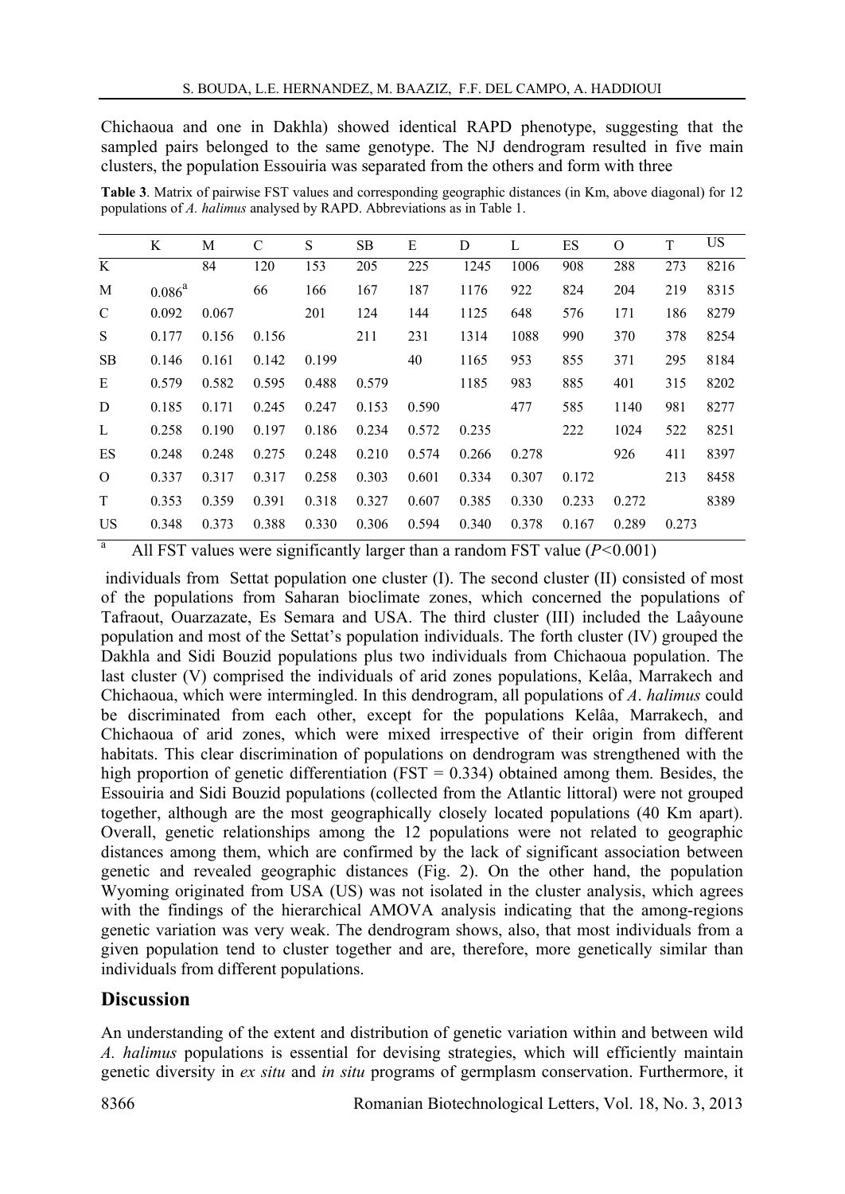Chichaoua and one in Dakhla) showed identical RAPD phenotype, suggesting that the sampled pairs belonged to the same genotype. The NJ dendrogram resulted in five main clusters, the population Essouiria was separated from the others and form with three

**Table 3**. Matrix of pairwise FST values and corresponding geographic distances (in Km, above diagonal) for 12 populations of *A. halimus* analysed by RAPD. Abbreviations as in Table 1.

| | K | M | C | S | SB | E | D | L | ES | O | T | US |
|---|---|---|---|---|---|---|---|---|---|---|---|---|
| K | | 84 | 120 | 153 | 205 | 225 | 1245 | 1006 | 908 | 288 | 273 | 8216 |
| M | 0.086[a] | | 66 | 166 | 167 | 187 | 1176 | 922 | 824 | 204 | 219 | 8315 |
| C | 0.092 | 0.067 | | 201 | 124 | 144 | 1125 | 648 | 576 | 171 | 186 | 8279 |
| S | 0.177 | 0.156 | 0.156 | | 211 | 231 | 1314 | 1088 | 990 | 370 | 378 | 8254 |
| SB | 0.146 | 0.161 | 0.142 | 0.199 | | 40 | 1165 | 953 | 855 | 371 | 295 | 8184 |
| E | 0.579 | 0.582 | 0.595 | 0.488 | 0.579 | | 1185 | 983 | 885 | 401 | 315 | 8202 |
| D | 0.185 | 0.171 | 0.245 | 0.247 | 0.153 | 0.590 | | 477 | 585 | 1140 | 981 | 8277 |
| L | 0.258 | 0.190 | 0.197 | 0.186 | 0.234 | 0.572 | 0.235 | | 222 | 1024 | 522 | 8251 |
| ES | 0.248 | 0.248 | 0.275 | 0.248 | 0.210 | 0.574 | 0.266 | 0.278 | | 926 | 411 | 8397 |
| O | 0.337 | 0.317 | 0.317 | 0.258 | 0.303 | 0.601 | 0.334 | 0.307 | 0.172 | | 213 | 8458 |
| T | 0.353 | 0.359 | 0.391 | 0.318 | 0.327 | 0.607 | 0.385 | 0.330 | 0.233 | 0.272 | | 8389 |
| US | 0.348 | 0.373 | 0.388 | 0.330 | 0.306 | 0.594 | 0.340 | 0.378 | 0.167 | 0.289 | 0.273 | |

[a] All FST values were significantly larger than a random FST value ($P<0.001$)

individuals from Settat population one cluster (I). The second cluster (II) consisted of most of the populations from Saharan bioclimate zones, which concerned the populations of Tafraout, Ouarzazate, Es Semara and USA. The third cluster (III) included the Laâyoune population and most of the Settat's population individuals. The forth cluster (IV) grouped the Dakhla and Sidi Bouzid populations plus two individuals from Chichaoua population. The last cluster (V) comprised the individuals of arid zones populations, Kelâa, Marrakech and Chichaoua, which were intermingled. In this dendrogram, all populations of *A. halimus* could be discriminated from each other, except for the populations Kelâa, Marrakech, and Chichaoua of arid zones, which were mixed irrespective of their origin from different habitats. This clear discrimination of populations on dendrogram was strengthened with the high proportion of genetic differentiation (FST = 0.334) obtained among them. Besides, the Essouiria and Sidi Bouzid populations (collected from the Atlantic littoral) were not grouped together, although are the most geographically closely located populations (40 Km apart). Overall, genetic relationships among the 12 populations were not related to geographic distances among them, which are confirmed by the lack of significant association between genetic and revealed geographic distances (Fig. 2). On the other hand, the population Wyoming originated from USA (US) was not isolated in the cluster analysis, which agrees with the findings of the hierarchical AMOVA analysis indicating that the among-regions genetic variation was very weak. The dendrogram shows, also, that most individuals from a given population tend to cluster together and are, therefore, more genetically similar than individuals from different populations.

## Discussion

An understanding of the extent and distribution of genetic variation within and between wild *A. halimus* populations is essential for devising strategies, which will efficiently maintain genetic diversity in *ex situ* and *in situ* programs of germplasm conservation. Furthermore, it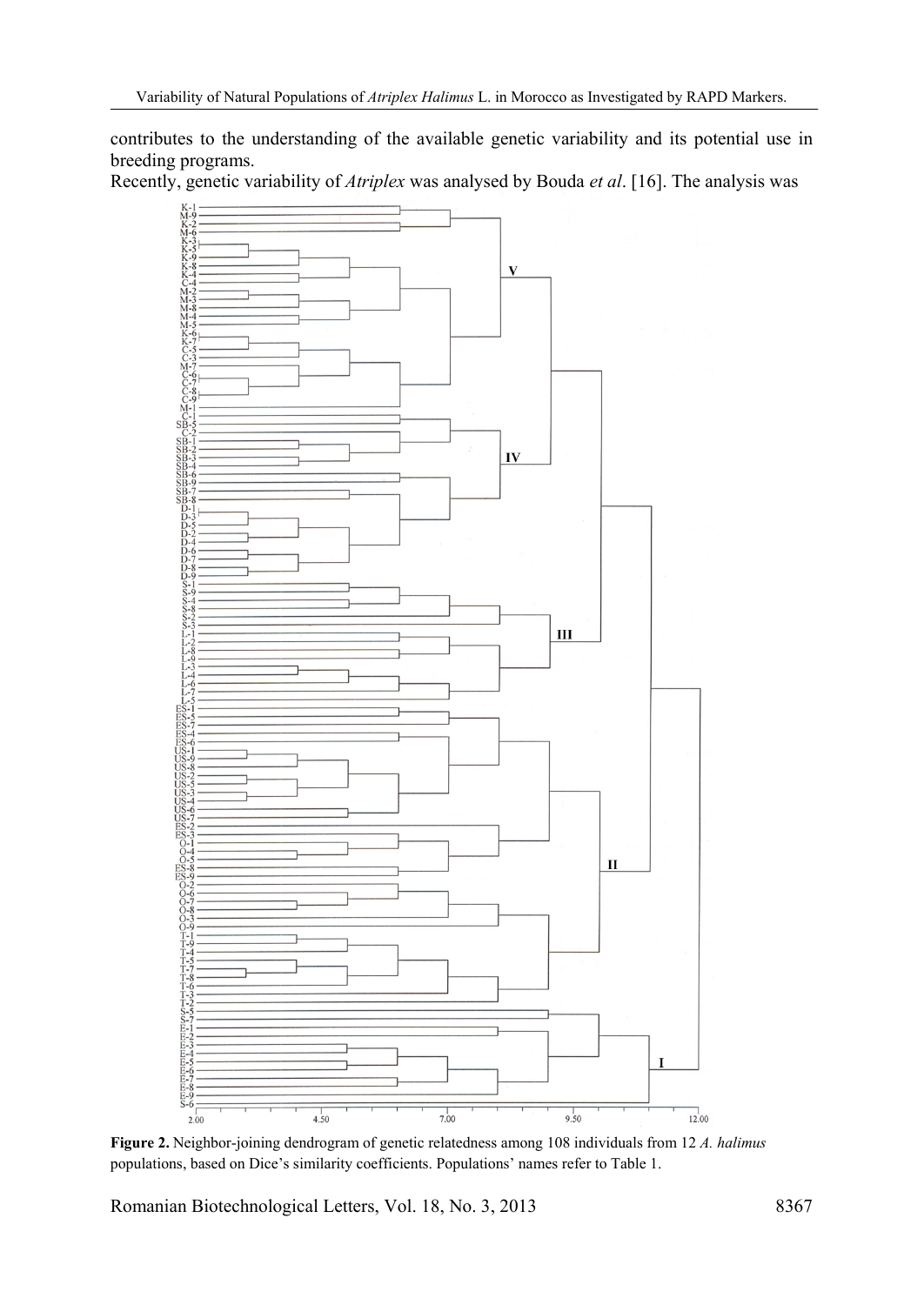contributes to the understanding of the available genetic variability and its potential use in breeding programs.

Recently, genetic variability of *Atriplex* was analysed by Bouda *et al*. [16]. The analysis was

**Figure 2.** Neighbor-joining dendrogram of genetic relatedness among 108 individuals from 12 *A. halimus* populations, based on Dice's similarity coefficients. Populations' names refer to Table 1.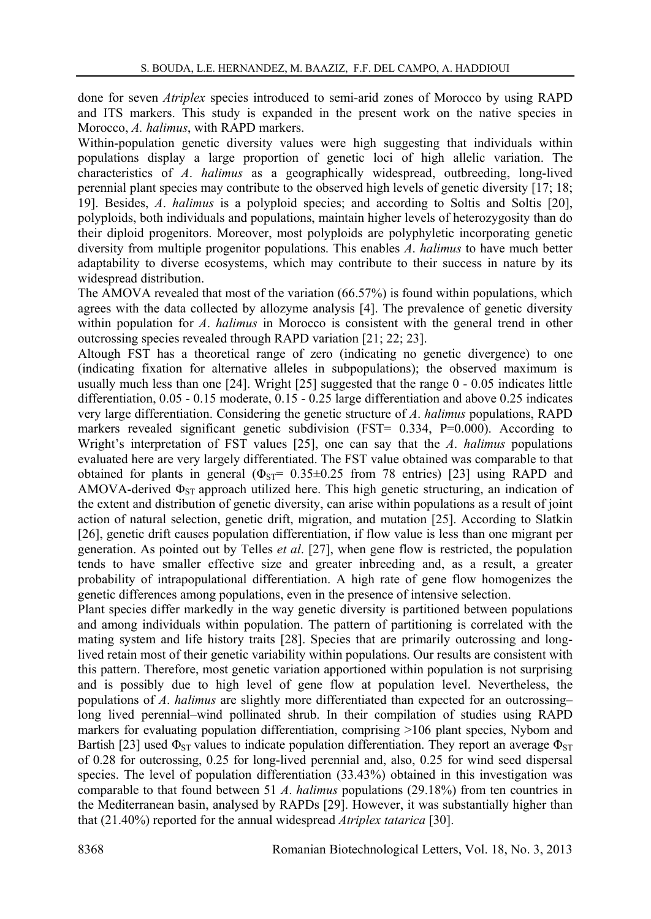done for seven *Atriplex* species introduced to semi-arid zones of Morocco by using RAPD and ITS markers. This study is expanded in the present work on the native species in Morocco, *A. halimus*, with RAPD markers.

Within-population genetic diversity values were high suggesting that individuals within populations display a large proportion of genetic loci of high allelic variation. The characteristics of *A. halimus* as a geographically widespread, outbreeding, long-lived perennial plant species may contribute to the observed high levels of genetic diversity [17; 18; 19]. Besides, *A. halimus* is a polyploid species; and according to Soltis and Soltis [20], polyploids, both individuals and populations, maintain higher levels of heterozygosity than do their diploid progenitors. Moreover, most polyploids are polyphyletic incorporating genetic diversity from multiple progenitor populations. This enables *A. halimus* to have much better adaptability to diverse ecosystems, which may contribute to their success in nature by its widespread distribution.

The AMOVA revealed that most of the variation (66.57%) is found within populations, which agrees with the data collected by allozyme analysis [4]. The prevalence of genetic diversity within population for *A. halimus* in Morocco is consistent with the general trend in other outcrossing species revealed through RAPD variation [21; 22; 23].

Altough FST has a theoretical range of zero (indicating no genetic divergence) to one (indicating fixation for alternative alleles in subpopulations); the observed maximum is usually much less than one [24]. Wright [25] suggested that the range 0 - 0.05 indicates little differentiation, 0.05 - 0.15 moderate, 0.15 - 0.25 large differentiation and above 0.25 indicates very large differentiation. Considering the genetic structure of *A. halimus* populations, RAPD markers revealed significant genetic subdivision (FST= 0.334, P=0.000). According to Wright's interpretation of FST values [25], one can say that the *A. halimus* populations evaluated here are very largely differentiated. The FST value obtained was comparable to that obtained for plants in general ($\Phi_{ST}$= 0.35±0.25 from 78 entries) [23] using RAPD and AMOVA-derived $\Phi_{ST}$ approach utilized here. This high genetic structuring, an indication of the extent and distribution of genetic diversity, can arise within populations as a result of joint action of natural selection, genetic drift, migration, and mutation [25]. According to Slatkin [26], genetic drift causes population differentiation, if flow value is less than one migrant per generation. As pointed out by Telles *et al*. [27], when gene flow is restricted, the population tends to have smaller effective size and greater inbreeding and, as a result, a greater probability of intrapopulational differentiation. A high rate of gene flow homogenizes the genetic differences among populations, even in the presence of intensive selection.

Plant species differ markedly in the way genetic diversity is partitioned between populations and among individuals within population. The pattern of partitioning is correlated with the mating system and life history traits [28]. Species that are primarily outcrossing and long-lived retain most of their genetic variability within populations. Our results are consistent with this pattern. Therefore, most genetic variation apportioned within population is not surprising and is possibly due to high level of gene flow at population level. Nevertheless, the populations of *A. halimus* are slightly more differentiated than expected for an outcrossing–long lived perennial–wind pollinated shrub. In their compilation of studies using RAPD markers for evaluating population differentiation, comprising >106 plant species, Nybom and Bartish [23] used $\Phi_{ST}$ values to indicate population differentiation. They report an average $\Phi_{ST}$ of 0.28 for outcrossing, 0.25 for long-lived perennial and, also, 0.25 for wind seed dispersal species. The level of population differentiation (33.43%) obtained in this investigation was comparable to that found between 51 *A. halimus* populations (29.18%) from ten countries in the Mediterranean basin, analysed by RAPDs [29]. However, it was substantially higher than that (21.40%) reported for the annual widespread *Atriplex tatarica* [30].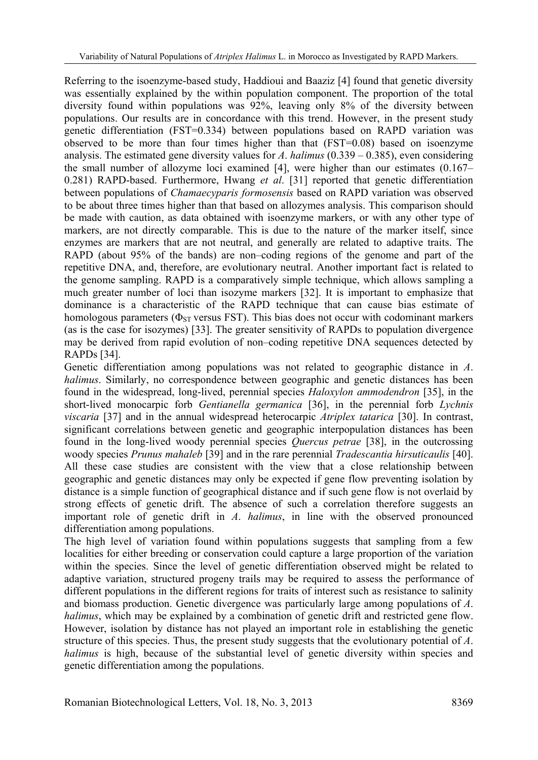Referring to the isoenzyme-based study, Haddioui and Baaziz [4] found that genetic diversity was essentially explained by the within population component. The proportion of the total diversity found within populations was 92%, leaving only 8% of the diversity between populations. Our results are in concordance with this trend. However, in the present study genetic differentiation (FST=0.334) between populations based on RAPD variation was observed to be more than four times higher than that (FST=0.08) based on isoenzyme analysis. The estimated gene diversity values for *A*. *halimus* (0.339 – 0.385), even considering the small number of allozyme loci examined [4], were higher than our estimates (0.167–0.281) RAPD-based. Furthermore, Hwang *et al*. [31] reported that genetic differentiation between populations of *Chamaecyparis formosensis* based on RAPD variation was observed to be about three times higher than that based on allozymes analysis. This comparison should be made with caution, as data obtained with isoenzyme markers, or with any other type of markers, are not directly comparable. This is due to the nature of the marker itself, since enzymes are markers that are not neutral, and generally are related to adaptive traits. The RAPD (about 95% of the bands) are non–coding regions of the genome and part of the repetitive DNA, and, therefore, are evolutionary neutral. Another important fact is related to the genome sampling. RAPD is a comparatively simple technique, which allows sampling a much greater number of loci than isozyme markers [32]. It is important to emphasize that dominance is a characteristic of the RAPD technique that can cause bias estimate of homologous parameters ($\Phi_{ST}$ versus FST). This bias does not occur with codominant markers (as is the case for isozymes) [33]. The greater sensitivity of RAPDs to population divergence may be derived from rapid evolution of non–coding repetitive DNA sequences detected by RAPDs [34].

Genetic differentiation among populations was not related to geographic distance in *A*. *halimus*. Similarly, no correspondence between geographic and genetic distances has been found in the widespread, long-lived, perennial species *Haloxylon ammodendron* [35], in the short-lived monocarpic forb *Gentianella germanica* [36], in the perennial forb *Lychnis viscaria* [37] and in the annual widespread heterocarpic *Atriplex tatarica* [30]. In contrast, significant correlations between genetic and geographic interpopulation distances has been found in the long-lived woody perennial species *Quercus petrae* [38], in the outcrossing woody species *Prunus mahaleb* [39] and in the rare perennial *Tradescantia hirsuticaulis* [40]. All these case studies are consistent with the view that a close relationship between geographic and genetic distances may only be expected if gene flow preventing isolation by distance is a simple function of geographical distance and if such gene flow is not overlaid by strong effects of genetic drift. The absence of such a correlation therefore suggests an important role of genetic drift in *A*. *halimus*, in line with the observed pronounced differentiation among populations.

The high level of variation found within populations suggests that sampling from a few localities for either breeding or conservation could capture a large proportion of the variation within the species. Since the level of genetic differentiation observed might be related to adaptive variation, structured progeny trails may be required to assess the performance of different populations in the different regions for traits of interest such as resistance to salinity and biomass production. Genetic divergence was particularly large among populations of *A*. *halimus*, which may be explained by a combination of genetic drift and restricted gene flow. However, isolation by distance has not played an important role in establishing the genetic structure of this species. Thus, the present study suggests that the evolutionary potential of *A*. *halimus* is high, because of the substantial level of genetic diversity within species and genetic differentiation among the populations.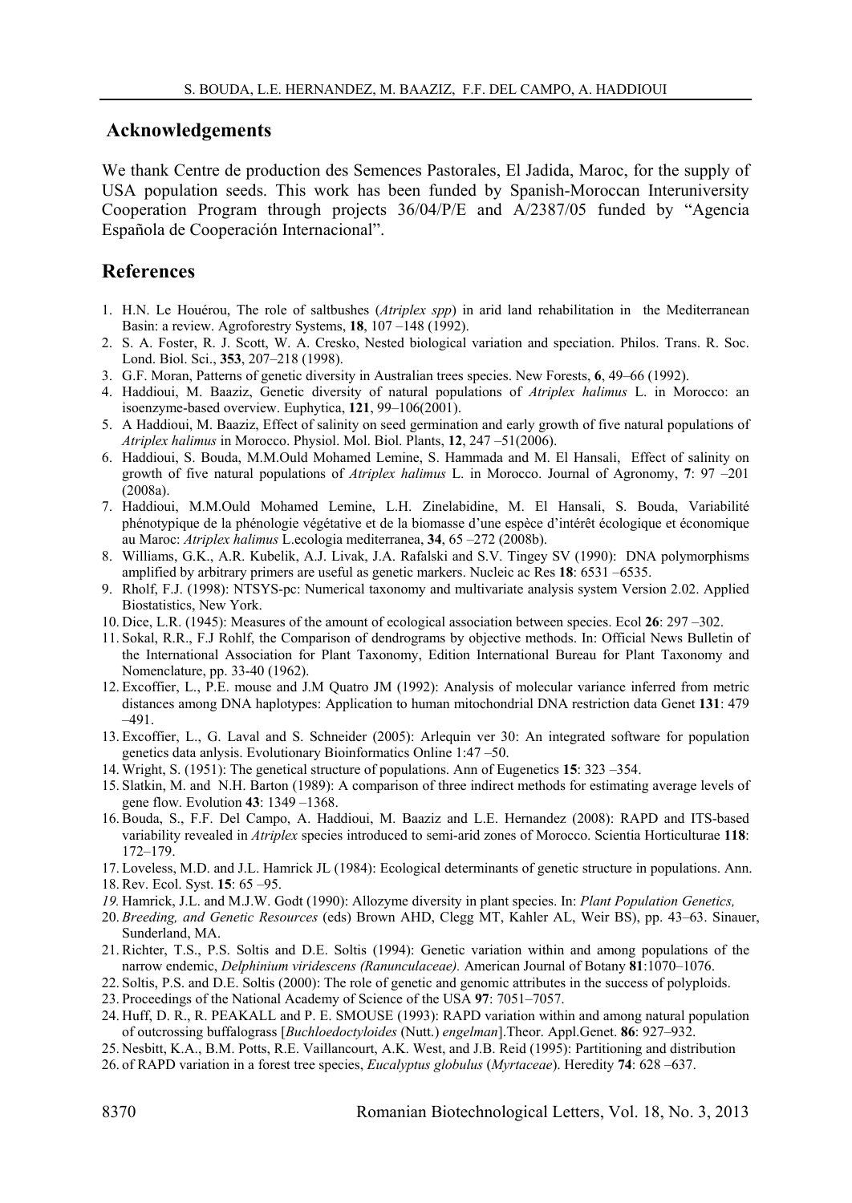## Acknowledgements

We thank Centre de production des Semences Pastorales, El Jadida, Maroc, for the supply of USA population seeds. This work has been funded by Spanish-Moroccan Interuniversity Cooperation Program through projects 36/04/P/E and A/2387/05 funded by "Agencia Española de Cooperación Internacional".

## References

1. H.N. Le Houérou, The role of saltbushes (*Atriplex spp*) in arid land rehabilitation in the Mediterranean Basin: a review. Agroforestry Systems, **18**, 107 –148 (1992).
2. S. A. Foster, R. J. Scott, W. A. Cresko, Nested biological variation and speciation. Philos. Trans. R. Soc. Lond. Biol. Sci., **353**, 207–218 (1998).
3. G.F. Moran, Patterns of genetic diversity in Australian trees species. New Forests, **6**, 49–66 (1992).
4. Haddioui, M. Baaziz, Genetic diversity of natural populations of *Atriplex halimus* L. in Morocco: an isoenzyme-based overview. Euphytica, **121**, 99–106(2001).
5. A Haddioui, M. Baaziz, Effect of salinity on seed germination and early growth of five natural populations of *Atriplex halimus* in Morocco. Physiol. Mol. Biol. Plants, **12**, 247 –51(2006).
6. Haddioui, S. Bouda, M.M.Ould Mohamed Lemine, S. Hammada and M. El Hansali, Effect of salinity on growth of five natural populations of *Atriplex halimus* L. in Morocco. Journal of Agronomy, **7**: 97 –201 (2008a).
7. Haddioui, M.M.Ould Mohamed Lemine, L.H. Zinelabidine, M. El Hansali, S. Bouda, Variabilité phénotypique de la phénologie végétative et de la biomasse d'une espèce d'intérêt écologique et économique au Maroc: *Atriplex halimus* L.ecologia mediterranea, **34**, 65 –272 (2008b).
8. Williams, G.K., A.R. Kubelik, A.J. Livak, J.A. Rafalski and S.V. Tingey SV (1990): DNA polymorphisms amplified by arbitrary primers are useful as genetic markers. Nucleic ac Res **18**: 6531 –6535.
9. Rholf, F.J. (1998): NTSYS-pc: Numerical taxonomy and multivariate analysis system Version 2.02. Applied Biostatistics, New York.
10. Dice, L.R. (1945): Measures of the amount of ecological association between species. Ecol **26**: 297 –302.
11. Sokal, R.R., F.J Rohlf, the Comparison of dendrograms by objective methods. In: Official News Bulletin of the International Association for Plant Taxonomy, Edition International Bureau for Plant Taxonomy and Nomenclature, pp. 33-40 (1962).
12. Excoffier, L., P.E. mouse and J.M Quatro JM (1992): Analysis of molecular variance inferred from metric distances among DNA haplotypes: Application to human mitochondrial DNA restriction data Genet **131**: 479 –491.
13. Excoffier, L., G. Laval and S. Schneider (2005): Arlequin ver 30: An integrated software for population genetics data anlysis. Evolutionary Bioinformatics Online 1:47 –50.
14. Wright, S. (1951): The genetical structure of populations. Ann of Eugenetics **15**: 323 –354.
15. Slatkin, M. and N.H. Barton (1989): A comparison of three indirect methods for estimating average levels of gene flow. Evolution **43**: 1349 –1368.
16. Bouda, S., F.F. Del Campo, A. Haddioui, M. Baaziz and L.E. Hernandez (2008): RAPD and ITS-based variability revealed in *Atriplex* species introduced to semi-arid zones of Morocco. Scientia Horticulturae **118**: 172–179.
17. Loveless, M.D. and J.L. Hamrick JL (1984): Ecological determinants of genetic structure in populations. Ann.
18. Rev. Ecol. Syst. **15**: 65 –95.
19. Hamrick, J.L. and M.J.W. Godt (1990): Allozyme diversity in plant species. In: *Plant Population Genetics,*
20. *Breeding, and Genetic Resources* (eds) Brown AHD, Clegg MT, Kahler AL, Weir BS), pp. 43–63. Sinauer, Sunderland, MA.
21. Richter, T.S., P.S. Soltis and D.E. Soltis (1994): Genetic variation within and among populations of the narrow endemic, *Delphinium viridescens (Ranunculaceae).* American Journal of Botany **81**:1070–1076.
22. Soltis, P.S. and D.E. Soltis (2000): The role of genetic and genomic attributes in the success of polyploids.
23. Proceedings of the National Academy of Science of the USA **97**: 7051–7057.
24. Huff, D. R., R. PEAKALL and P. E. SMOUSE (1993): RAPD variation within and among natural population of outcrossing buffalograss [*Buchloedoctyloides* (Nutt.) *engelman*].Theor. Appl.Genet. **86**: 927–932.
25. Nesbitt, K.A., B.M. Potts, R.E. Vaillancourt, A.K. West, and J.B. Reid (1995): Partitioning and distribution
26. of RAPD variation in a forest tree species, *Eucalyptus globulus* (*Myrtaceae*). Heredity **74**: 628 –637.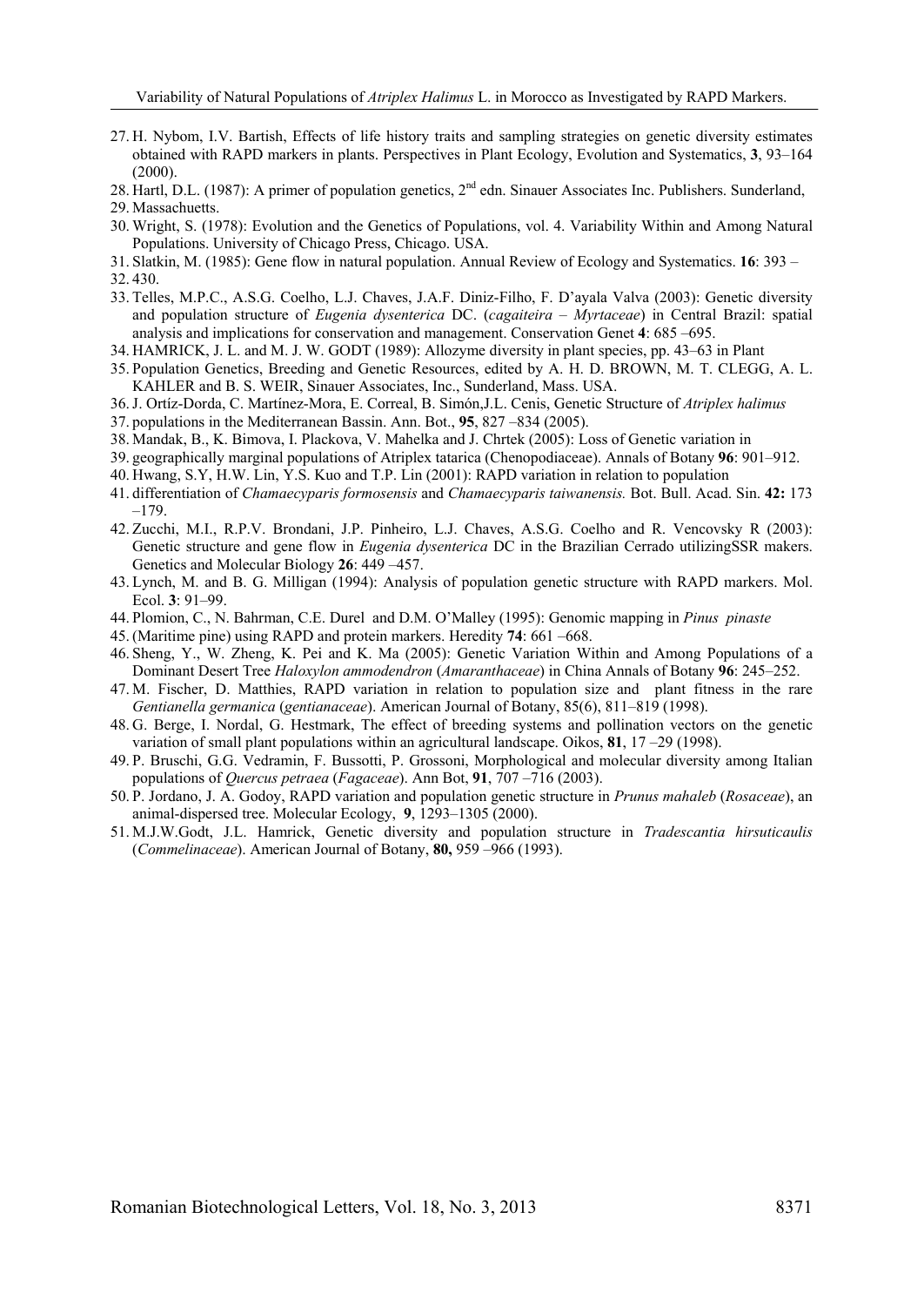27. H. Nybom, I.V. Bartish, Effects of life history traits and sampling strategies on genetic diversity estimates obtained with RAPD markers in plants. Perspectives in Plant Ecology, Evolution and Systematics, **3**, 93–164 (2000).
28. Hartl, D.L. (1987): A primer of population genetics, 2nd edn. Sinauer Associates Inc. Publishers. Sunderland,
29. Massachuetts.
30. Wright, S. (1978): Evolution and the Genetics of Populations, vol. 4. Variability Within and Among Natural Populations. University of Chicago Press, Chicago. USA.
31. Slatkin, M. (1985): Gene flow in natural population. Annual Review of Ecology and Systematics. **16**: 393 –
32. 430.
33. Telles, M.P.C., A.S.G. Coelho, L.J. Chaves, J.A.F. Diniz-Filho, F. D'ayala Valva (2003): Genetic diversity and population structure of *Eugenia dysenterica* DC. (*cagaiteira – Myrtaceae*) in Central Brazil: spatial analysis and implications for conservation and management. Conservation Genet **4**: 685 –695.
34. HAMRICK, J. L. and M. J. W. GODT (1989): Allozyme diversity in plant species, pp. 43–63 in Plant
35. Population Genetics, Breeding and Genetic Resources, edited by A. H. D. BROWN, M. T. CLEGG, A. L. KAHLER and B. S. WEIR, Sinauer Associates, Inc., Sunderland, Mass. USA.
36. J. Ortíz-Dorda, C. Martínez-Mora, E. Correal, B. Simón,J.L. Cenis, Genetic Structure of *Atriplex halimus*
37. populations in the Mediterranean Bassin. Ann. Bot., **95**, 827 –834 (2005).
38. Mandak, B., K. Bimova, I. Plackova, V. Mahelka and J. Chrtek (2005): Loss of Genetic variation in
39. geographically marginal populations of Atriplex tatarica (Chenopodiaceae). Annals of Botany **96**: 901–912.
40. Hwang, S.Y, H.W. Lin, Y.S. Kuo and T.P. Lin (2001): RAPD variation in relation to population
41. differentiation of *Chamaecyparis formosensis* and *Chamaecyparis taiwanensis.* Bot. Bull. Acad. Sin. **42:** 173 –179.
42. Zucchi, M.I., R.P.V. Brondani, J.P. Pinheiro, L.J. Chaves, A.S.G. Coelho and R. Vencovsky R (2003): Genetic structure and gene flow in *Eugenia dysenterica* DC in the Brazilian Cerrado utilizingSSR makers. Genetics and Molecular Biology **26**: 449 –457.
43. Lynch, M. and B. G. Milligan (1994): Analysis of population genetic structure with RAPD markers. Mol. Ecol. **3**: 91–99.
44. Plomion, C., N. Bahrman, C.E. Durel and D.M. O'Malley (1995): Genomic mapping in *Pinus pinaste*
45. (Maritime pine) using RAPD and protein markers. Heredity **74**: 661 –668.
46. Sheng, Y., W. Zheng, K. Pei and K. Ma (2005): Genetic Variation Within and Among Populations of a Dominant Desert Tree *Haloxylon ammodendron* (*Amaranthaceae*) in China Annals of Botany **96**: 245–252.
47. M. Fischer, D. Matthies, RAPD variation in relation to population size and plant fitness in the rare *Gentianella germanica* (*gentianaceae*). American Journal of Botany, 85(6), 811–819 (1998).
48. G. Berge, I. Nordal, G. Hestmark, The effect of breeding systems and pollination vectors on the genetic variation of small plant populations within an agricultural landscape. Oikos, **81**, 17 –29 (1998).
49. P. Bruschi, G.G. Vedramin, F. Bussotti, P. Grossoni, Morphological and molecular diversity among Italian populations of *Quercus petraea* (*Fagaceae*). Ann Bot, **91**, 707 –716 (2003).
50. P. Jordano, J. A. Godoy, RAPD variation and population genetic structure in *Prunus mahaleb* (*Rosaceae*), an animal-dispersed tree. Molecular Ecology, **9**, 1293–1305 (2000).
51. M.J.W.Godt, J.L. Hamrick, Genetic diversity and population structure in *Tradescantia hirsuticaulis* (*Commelinaceae*). American Journal of Botany, **80,** 959 –966 (1993).